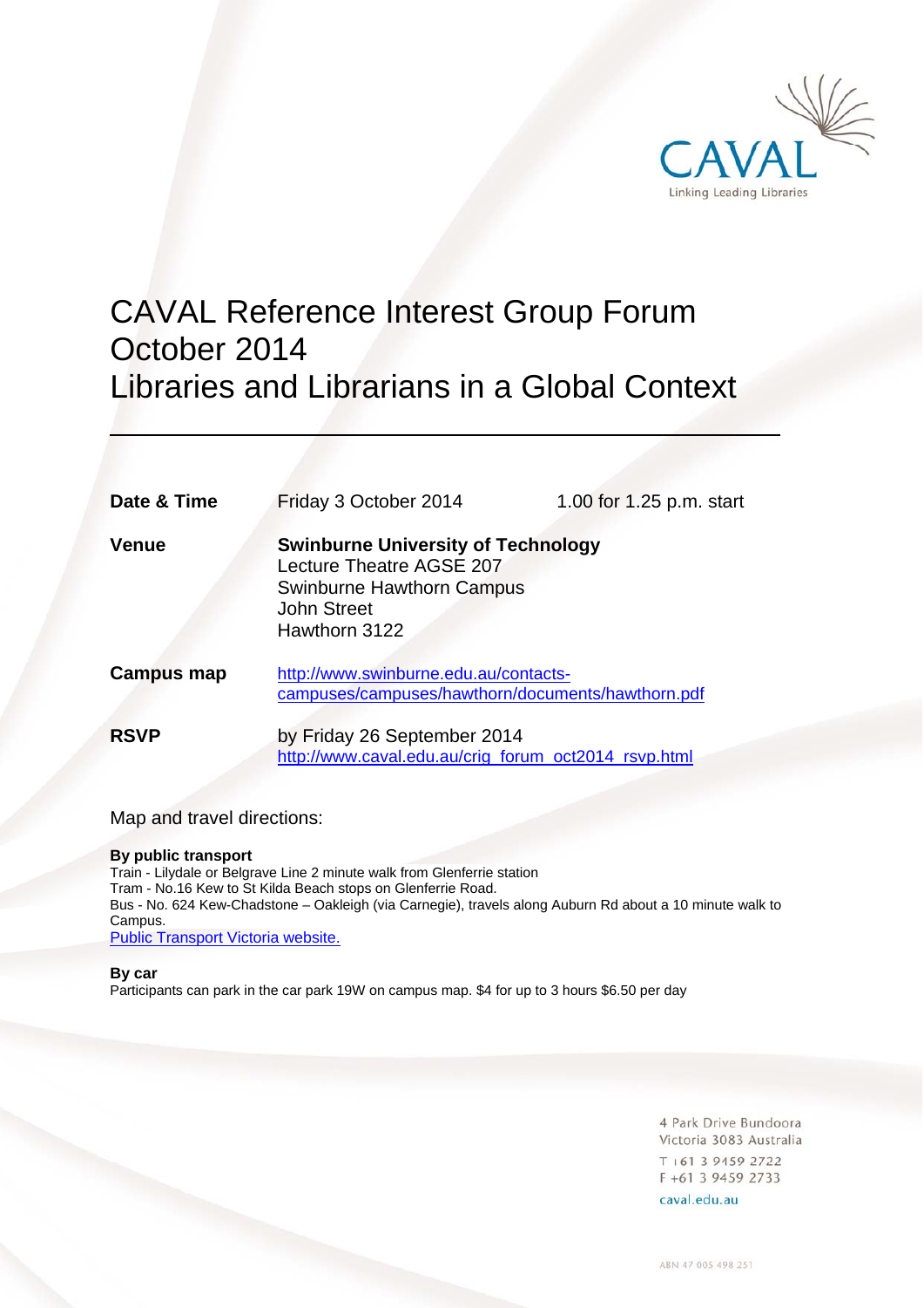CAVAL

Linking Leading Libraries

# CAVAL Reference Interest Group Forum October 2014 Libraries and Librarians in a Global Context

| | | |
|---|---|---|
| **Date & Time** | Friday 3 October 2014 | 1.00 for 1.25 p.m. start |
| **Venue** | **Swinburne University of Technology**<br>Lecture Theatre AGSE 207<br>Swinburne Hawthorn Campus<br>John Street<br>Hawthorn 3122 | |
| **Campus map** | http://www.swinburne.edu.au/contacts-campuses/campuses/hawthorn/documents/hawthorn.pdf | |
| **RSVP** | by Friday 26 September 2014<br>http://www.caval.edu.au/crig_forum_oct2014_rsvp.html | |

Map and travel directions:

**By public transport**

Train - Lilydale or Belgrave Line 2 minute walk from Glenferrie station
Tram - No.16 Kew to St Kilda Beach stops on Glenferrie Road.
Bus - No. 624 Kew-Chadstone – Oakleigh (via Carnegie), travels along Auburn Rd about a 10 minute walk to Campus.
Public Transport Victoria website.

**By car**

Participants can park in the car park 19W on campus map. $4 for up to 3 hours $6.50 per day

4 Park Drive Bundoora
Victoria 3083 Australia
T +61 3 9459 2722
F +61 3 9459 2733
caval.edu.au

ABN 47 005 498 251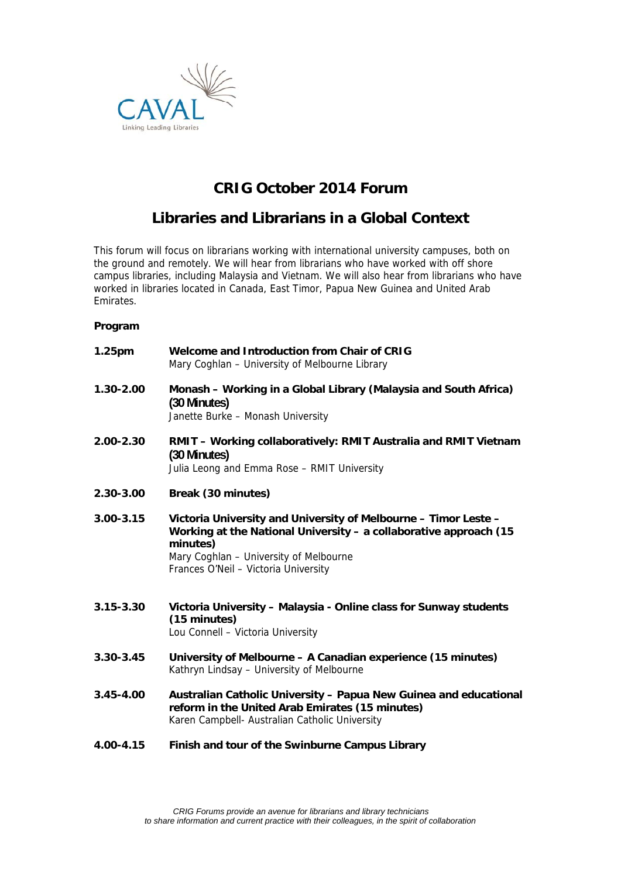# CRIG October 2014 Forum

## Libraries and Librarians in a Global Context

This forum will focus on librarians working with international university campuses, both on the ground and remotely. We will hear from librarians who have worked with off shore campus libraries, including Malaysia and Vietnam. We will also hear from librarians who have worked in libraries located in Canada, East Timor, Papua New Guinea and United Arab Emirates.

**Program**

| | |
|---|---|
| **1.25pm** | **Welcome and Introduction from Chair of CRIG**<br>Mary Coghlan – University of Melbourne Library |
| **1.30-2.00** | **Monash – Working in a Global Library (Malaysia and South Africa) (30 Minutes)**<br>Janette Burke – Monash University |
| **2.00-2.30** | **RMIT – Working collaboratively: RMIT Australia and RMIT Vietnam (30 Minutes)**<br>Julia Leong and Emma Rose – RMIT University |
| **2.30-3.00** | **Break (30 minutes)** |
| **3.00-3.15** | **Victoria University and University of Melbourne – Timor Leste – Working at the National University – a collaborative approach (15 minutes)**<br>Mary Coghlan – University of Melbourne<br>Frances O'Neil – Victoria University |
| **3.15-3.30** | **Victoria University – Malaysia - Online class for Sunway students (15 minutes)**<br>Lou Connell – Victoria University |
| **3.30-3.45** | **University of Melbourne – A Canadian experience (15 minutes)**<br>Kathryn Lindsay – University of Melbourne |
| **3.45-4.00** | **Australian Catholic University – Papua New Guinea and educational reform in the United Arab Emirates (15 minutes)**<br>Karen Campbell- Australian Catholic University |
| **4.00-4.15** | **Finish and tour of the Swinburne Campus Library** |

*CRIG Forums provide an avenue for librarians and library technicians to share information and current practice with their colleagues, in the spirit of collaboration*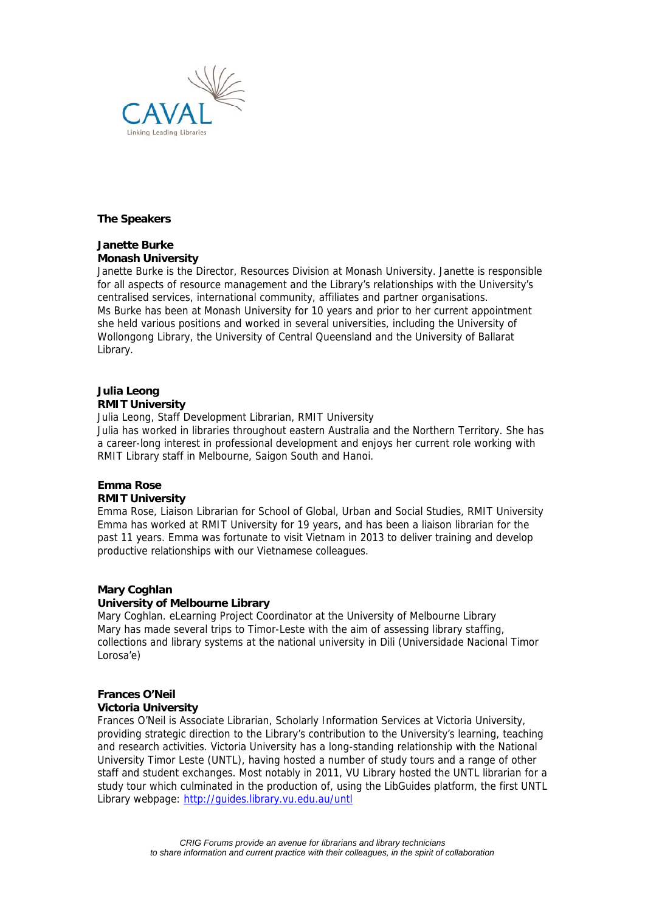CAVAL
Linking Leading Libraries

## The Speakers

**Janette Burke**
**Monash University**

Janette Burke is the Director, Resources Division at Monash University. Janette is responsible for all aspects of resource management and the Library's relationships with the University's centralised services, international community, affiliates and partner organisations.
Ms Burke has been at Monash University for 10 years and prior to her current appointment she held various positions and worked in several universities, including the University of Wollongong Library, the University of Central Queensland and the University of Ballarat Library.

**Julia Leong**
**RMIT University**

Julia Leong, Staff Development Librarian, RMIT University
Julia has worked in libraries throughout eastern Australia and the Northern Territory. She has a career-long interest in professional development and enjoys her current role working with RMIT Library staff in Melbourne, Saigon South and Hanoi.

**Emma Rose**
**RMIT University**

Emma Rose, Liaison Librarian for School of Global, Urban and Social Studies, RMIT University
Emma has worked at RMIT University for 19 years, and has been a liaison librarian for the past 11 years. Emma was fortunate to visit Vietnam in 2013 to deliver training and develop productive relationships with our Vietnamese colleagues.

**Mary Coghlan**
**University of Melbourne Library**

Mary Coghlan. eLearning Project Coordinator at the University of Melbourne Library
Mary has made several trips to Timor-Leste with the aim of assessing library staffing, collections and library systems at the national university in Dili (Universidade Nacional Timor Lorosa'e)

**Frances O'Neil**
**Victoria University**

Frances O'Neil is Associate Librarian, Scholarly Information Services at Victoria University, providing strategic direction to the Library's contribution to the University's learning, teaching and research activities. Victoria University has a long-standing relationship with the National University Timor Leste (UNTL), having hosted a number of study tours and a range of other staff and student exchanges. Most notably in 2011, VU Library hosted the UNTL librarian for a study tour which culminated in the production of, using the LibGuides platform, the first UNTL Library webpage: http://guides.library.vu.edu.au/untl

*CRIG Forums provide an avenue for librarians and library technicians to share information and current practice with their colleagues, in the spirit of collaboration*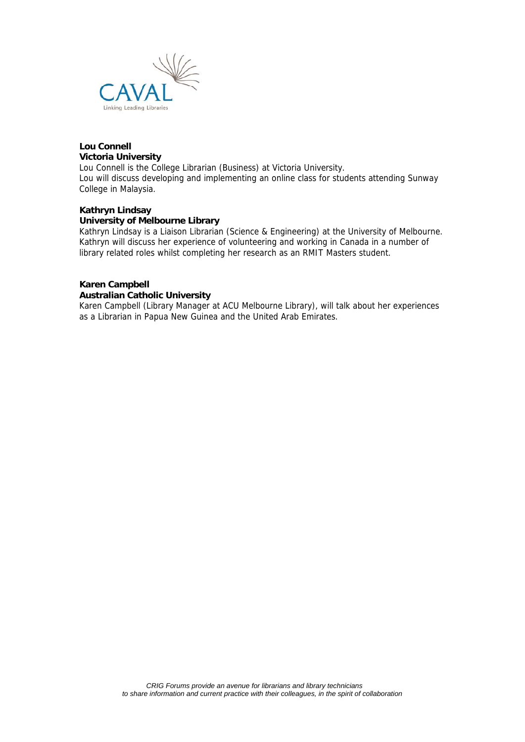**Lou Connell**
**Victoria University**
Lou Connell is the College Librarian (Business) at Victoria University.
Lou will discuss developing and implementing an online class for students attending Sunway College in Malaysia.

**Kathryn Lindsay**
**University of Melbourne Library**
Kathryn Lindsay is a Liaison Librarian (Science & Engineering) at the University of Melbourne. Kathryn will discuss her experience of volunteering and working in Canada in a number of library related roles whilst completing her research as an RMIT Masters student.

**Karen Campbell**
**Australian Catholic University**
Karen Campbell (Library Manager at ACU Melbourne Library), will talk about her experiences as a Librarian in Papua New Guinea and the United Arab Emirates.

*CRIG Forums provide an avenue for librarians and library technicians to share information and current practice with their colleagues, in the spirit of collaboration*